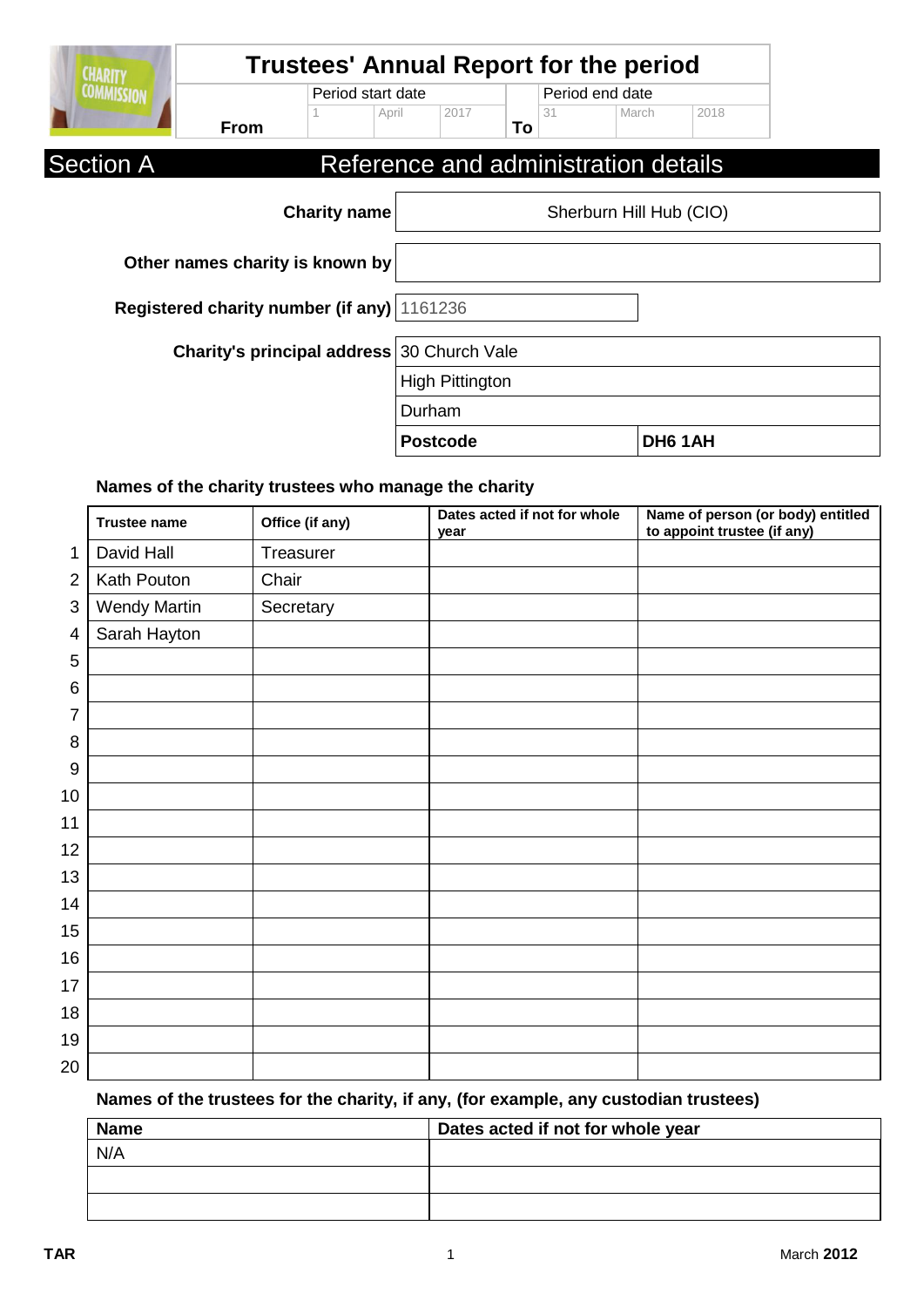# Trustees' Annual Report for the period

| | Period start date | | | | Period end date | | |
|---|---|---|---|---|---|---|---|
| **From** | 1 | April | 2017 | **To** | 31 | March | 2018 |

## Section A Reference and administration details

| | |
|---|---|
| **Charity name** | Sherburn Hill Hub (CIO) |
| **Other names charity is known by** | |
| **Registered charity number (if any)** | 1161236 |
| **Charity's principal address** | 30 Church Vale |
| | High Pittington |
| | Durham |
| | **Postcode** **DH6 1AH** |

### Names of the charity trustees who manage the charity

| | Trustee name | Office (if any) | Dates acted if not for whole year | Name of person (or body) entitled to appoint trustee (if any) |
|---|---|---|---|---|
| 1 | David Hall | Treasurer | | |
| 2 | Kath Pouton | Chair | | |
| 3 | Wendy Martin | Secretary | | |
| 4 | Sarah Hayton | | | |
| 5 | | | | |
| 6 | | | | |
| 7 | | | | |
| 8 | | | | |
| 9 | | | | |
| 10 | | | | |
| 11 | | | | |
| 12 | | | | |
| 13 | | | | |
| 14 | | | | |
| 15 | | | | |
| 16 | | | | |
| 17 | | | | |
| 18 | | | | |
| 19 | | | | |
| 20 | | | | |

### Names of the trustees for the charity, if any, (for example, any custodian trustees)

| Name | Dates acted if not for whole year |
|---|---|
| N/A | |
| | |
| | |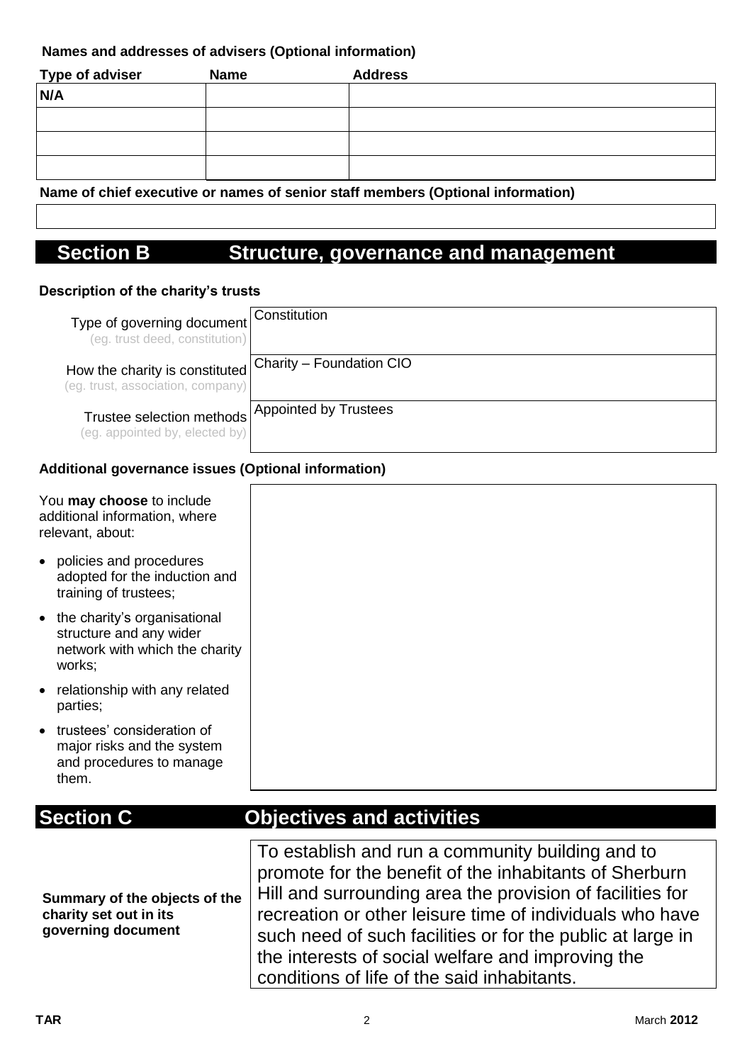**Names and addresses of advisers (Optional information)**

| Type of adviser | Name | Address |
|---|---|---|
| N/A | | |
| | | |
| | | |
| | | |

**Name of chief executive or names of senior staff members (Optional information)**

## Section B Structure, governance and management

**Description of the charity's trusts**

| | |
|---|---|
| Type of governing document (eg. trust deed, constitution) | Constitution |
| How the charity is constituted (eg. trust, association, company) | Charity – Foundation CIO |
| Trustee selection methods (eg. appointed by, elected by) | Appointed by Trustees |

**Additional governance issues (Optional information)**

You **may choose** to include additional information, where relevant, about:

- policies and procedures adopted for the induction and training of trustees;
- the charity's organisational structure and any wider network with which the charity works;
- relationship with any related parties;
- trustees' consideration of major risks and the system and procedures to manage them.

## Section C Objectives and activities

| | |
|---|---|
| **Summary of the objects of the charity set out in its governing document** | To establish and run a community building and to promote for the benefit of the inhabitants of Sherburn Hill and surrounding area the provision of facilities for recreation or other leisure time of individuals who have such need of such facilities or for the public at large in the interests of social welfare and improving the conditions of life of the said inhabitants. |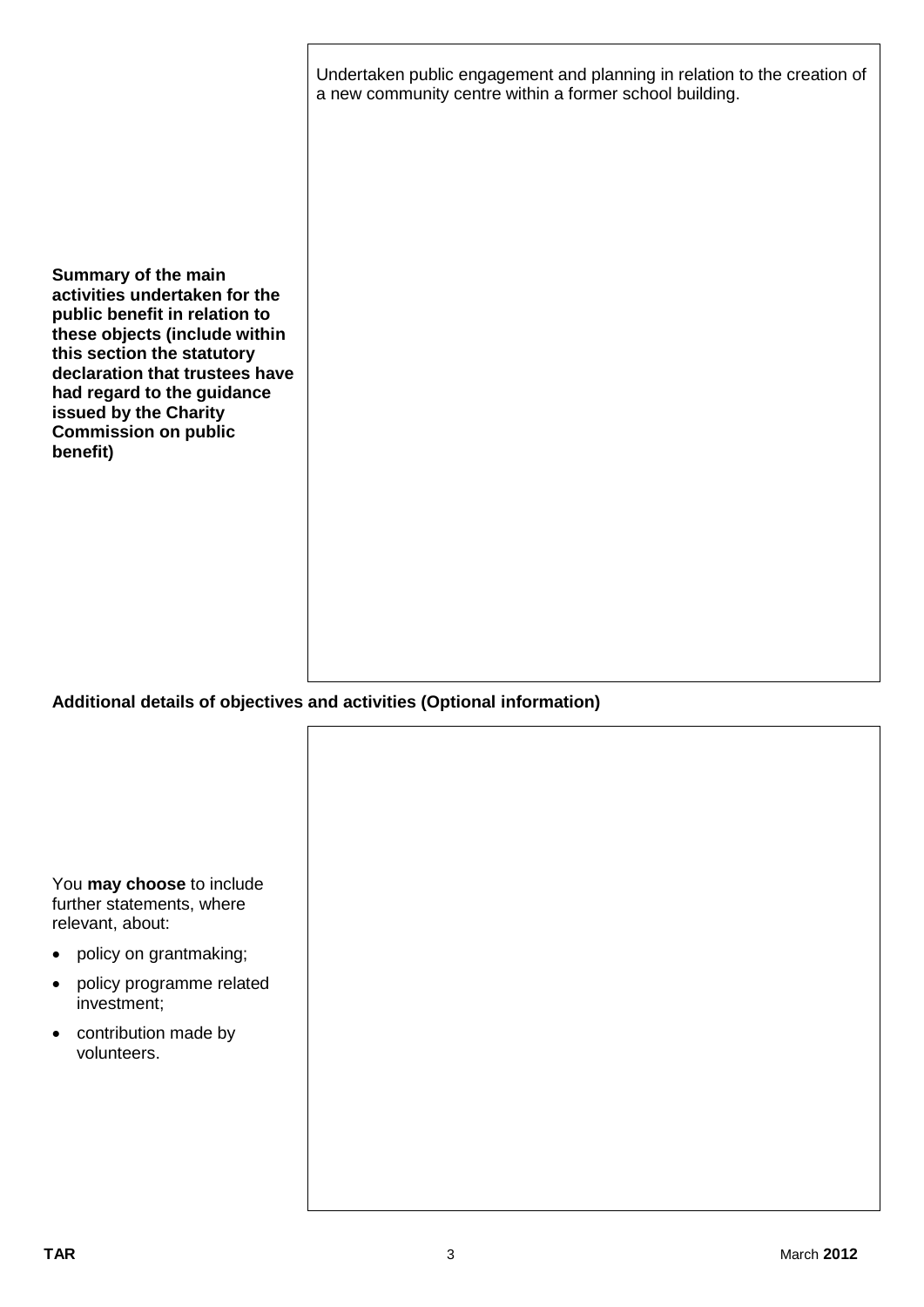| | |
|---|---|
| **Summary of the main activities undertaken for the public benefit in relation to these objects (include within this section the statutory declaration that trustees have had regard to the guidance issued by the Charity Commission on public benefit)** | Undertaken public engagement and planning in relation to the creation of a new community centre within a former school building. |

**Additional details of objectives and activities (Optional information)**

| | |
|---|---|
| You **may choose** to include further statements, where relevant, about:<br>• policy on grantmaking;<br>• policy programme related investment;<br>• contribution made by volunteers. | |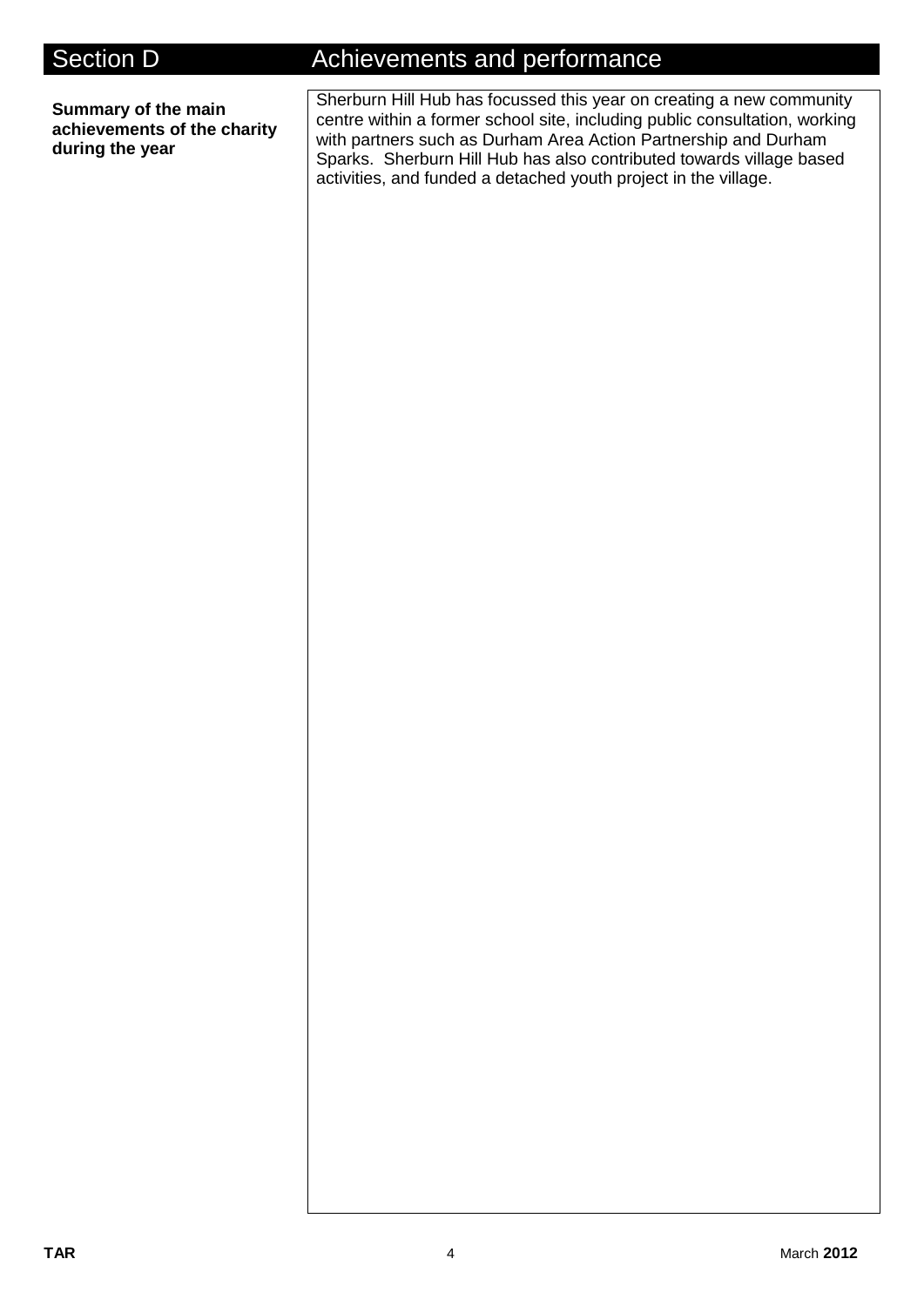## Section D Achievements and performance

**Summary of the main achievements of the charity during the year**

Sherburn Hill Hub has focussed this year on creating a new community centre within a former school site, including public consultation, working with partners such as Durham Area Action Partnership and Durham Sparks. Sherburn Hill Hub has also contributed towards village based activities, and funded a detached youth project in the village.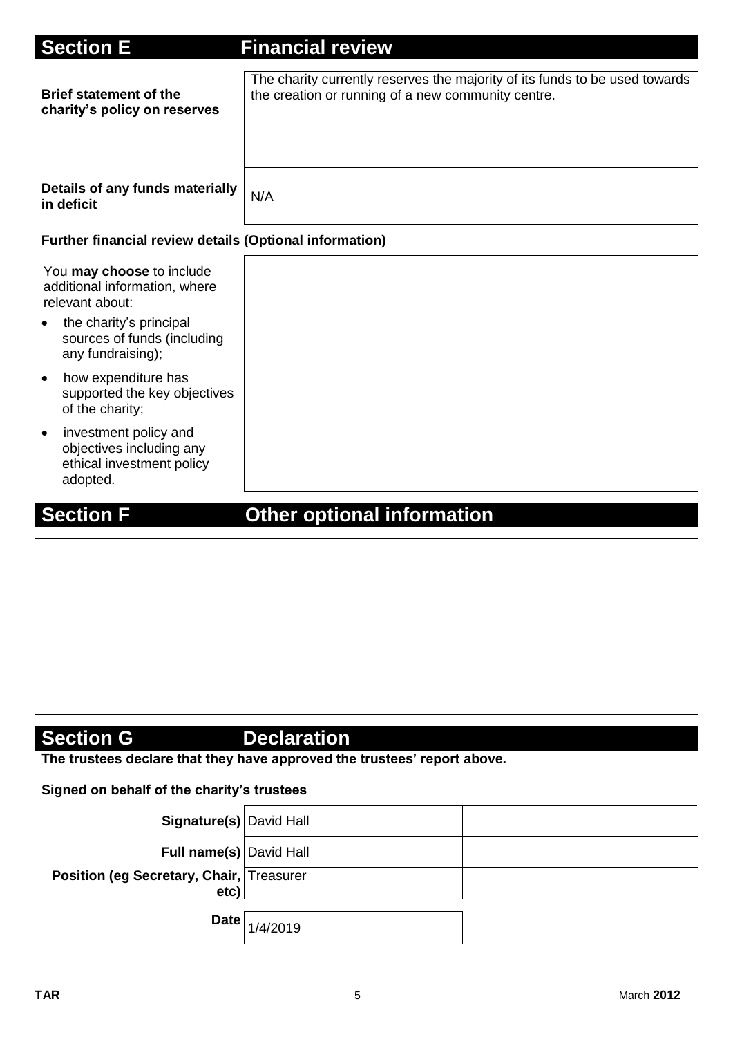## Section E Financial review

| | |
|---|---|
| **Brief statement of the charity's policy on reserves** | The charity currently reserves the majority of its funds to be used towards the creation or running of a new community centre. |
| **Details of any funds materially in deficit** | N/A |

**Further financial review details (Optional information)**

You **may choose** to include additional information, where relevant about:

- the charity's principal sources of funds (including any fundraising);
- how expenditure has supported the key objectives of the charity;
- investment policy and objectives including any ethical investment policy adopted.

## Section F Other optional information

## Section G Declaration

**The trustees declare that they have approved the trustees' report above.**

**Signed on behalf of the charity's trustees**

| | | |
|---|---|---|
| **Signature(s)** | David Hall | |
| **Full name(s)** | David Hall | |
| **Position (eg Secretary, Chair, etc)** | Treasurer | |
| **Date** | 1/4/2019 | |

TAR March **2012**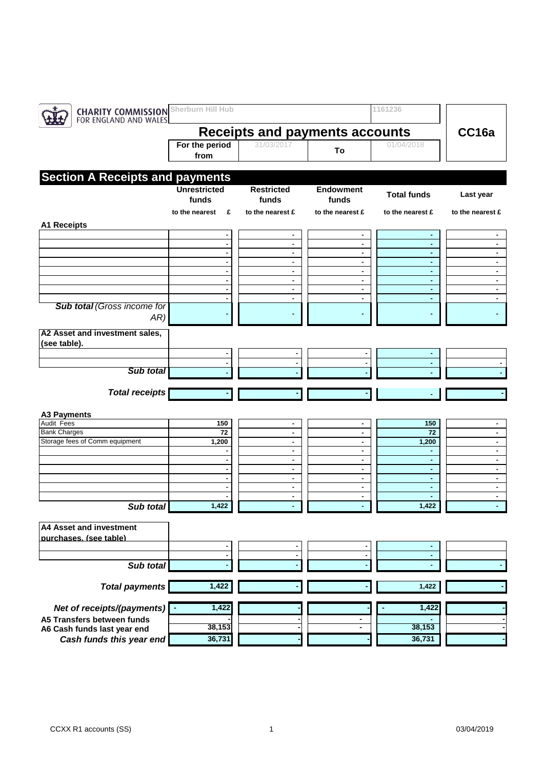CHARITY COMMISSION FOR ENGLAND AND WALES

Sherburn Hill Hub | 1161236

# Receipts and payments accounts

**CC16a**

For the period from 31/03/2017 To 01/04/2018

## Section A Receipts and payments

| | Unrestricted funds | Restricted funds | Endowment funds | Total funds | Last year |
|---|---|---|---|---|---|
| | to the nearest £ | to the nearest £ | to the nearest £ | to the nearest £ | to the nearest £ |
| **A1 Receipts** | | | | | |
| | - | - | - | - | - |
| | - | - | - | - | - |
| | - | - | - | - | - |
| | - | - | - | - | - |
| | - | - | - | - | - |
| | - | - | - | - | - |
| | - | - | - | - | - |
| | - | - | - | - | - |
| ***Sub total** (Gross income for AR)* | - | - | - | - | - |
| **A2 Asset and investment sales, (see table).** | | | | | |
| | - | - | - | - | |
| | - | - | - | - | - |
| ***Sub total*** | - | - | - | - | - |
| ***Total receipts*** | - | - | - | - | - |
| **A3 Payments** | | | | | |
| Audit Fees | 150 | - | - | 150 | - |
| Bank Charges | 72 | - | - | 72 | - |
| Storage fees of Comm equipment | 1,200 | - | - | 1,200 | - |
| | - | - | - | - | - |
| | - | - | - | - | - |
| | - | - | - | - | - |
| | - | - | - | - | - |
| | - | - | - | - | - |
| | - | - | - | - | - |
| ***Sub total*** | 1,422 | - | - | 1,422 | - |
| **A4 Asset and investment purchases, (see table)** | | | | | |
| | - | - | - | - | |
| | - | - | - | - | |
| ***Sub total*** | - | - | - | - | - |
| ***Total payments*** | 1,422 | - | - | 1,422 | - |
| ***Net of receipts/(payments)*** | - 1,422 | - | - | - 1,422 | - |
| **A5 Transfers between funds** | - | - | - | - | - |
| **A6 Cash funds last year end** | 38,153 | - | - | 38,153 | - |
| ***Cash funds this year end*** | 36,731 | - | - | 36,731 | - |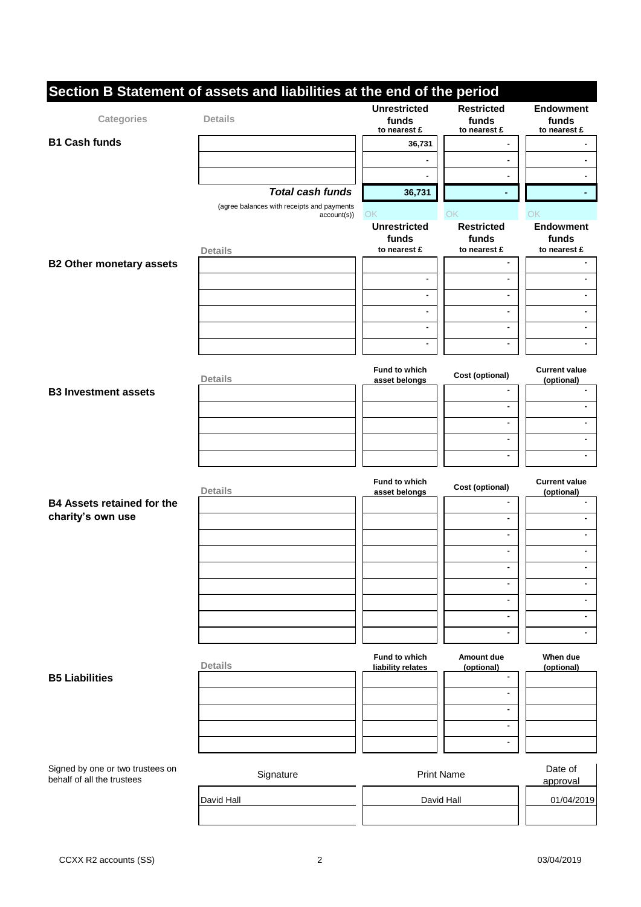# Section B Statement of assets and liabilities at the end of the period

| Categories | Details | Unrestricted funds to nearest £ | Restricted funds to nearest £ | Endowment funds to nearest £ |
|---|---|---|---|---|
| **B1 Cash funds** | | 36,731 | - | - |
| | | - | - | - |
| | | - | - | - |
| | ***Total cash funds*** | **36,731** | **-** | **-** |
| | (agree balances with receipts and payments account(s)) | OK | OK | OK |

| | Details | Unrestricted funds to nearest £ | Restricted funds to nearest £ | Endowment funds to nearest £ |
|---|---|---|---|---|
| **B2 Other monetary assets** | | | - | - |
| | | - | - | - |
| | | - | - | - |
| | | - | - | - |
| | | - | - | - |
| | | - | - | - |

| | Details | Fund to which asset belongs | Cost (optional) | Current value (optional) |
|---|---|---|---|---|
| **B3 Investment assets** | | | - | - |
| | | | - | - |
| | | | - | - |
| | | | - | - |
| | | | - | - |

| | Details | Fund to which asset belongs | Cost (optional) | Current value (optional) |
|---|---|---|---|---|
| **B4 Assets retained for the charity's own use** | | | - | - |
| | | | - | - |
| | | | - | - |
| | | | - | - |
| | | | - | - |
| | | | - | - |
| | | | - | - |
| | | | - | - |
| | | | - | - |

| | Details | Fund to which liability relates | Amount due (optional) | When due (optional) |
|---|---|---|---|---|
| **B5 Liabilities** | | | - | |
| | | | - | |
| | | | - | |
| | | | - | |
| | | | - | |

| Signed by one or two trustees on behalf of all the trustees | Signature | Print Name | Date of approval |
|---|---|---|---|
| | David Hall | David Hall | 01/04/2019 |
| | | | |

CCXX R2 accounts (SS) 03/04/2019